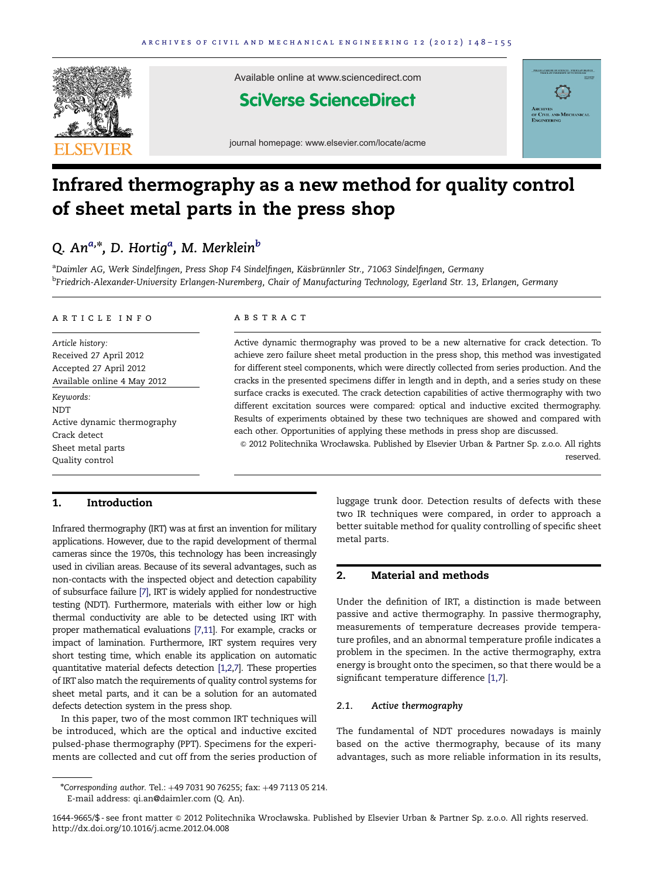# Infrared thermography as a new method for quality control of sheet metal parts in the press shop

Q. An[a,*], D. Hortig[a], M. Merklein[b]

[a]Daimler AG, Werk Sindelfingen, Press Shop F4 Sindelfingen, Käsbrünnler Str., 71063 Sindelfingen, Germany

[b]Friedrich-Alexander-University Erlangen-Nuremberg, Chair of Manufacturing Technology, Egerland Str. 13, Erlangen, Germany

## ARTICLE INFO

*Article history:*
Received 27 April 2012
Accepted 27 April 2012
Available online 4 May 2012

*Keywords:*
NDT
Active dynamic thermography
Crack detect
Sheet metal parts
Quality control

## ABSTRACT

Active dynamic thermography was proved to be a new alternative for crack detection. To achieve zero failure sheet metal production in the press shop, this method was investigated for different steel components, which were directly collected from series production. And the cracks in the presented specimens differ in length and in depth, and a series study on these surface cracks is executed. The crack detection capabilities of active thermography with two different excitation sources were compared: optical and inductive excited thermography. Results of experiments obtained by these two techniques are showed and compared with each other. Opportunities of applying these methods in press shop are discussed.

© 2012 Politechnika Wrocławska. Published by Elsevier Urban & Partner Sp. z.o.o. All rights reserved.

## 1. Introduction

Infrared thermography (IRT) was at first an invention for military applications. However, due to the rapid development of thermal cameras since the 1970s, this technology has been increasingly used in civilian areas. Because of its several advantages, such as non-contacts with the inspected object and detection capability of subsurface failure [7], IRT is widely applied for nondestructive testing (NDT). Furthermore, materials with either low or high thermal conductivity are able to be detected using IRT with proper mathematical evaluations [7,11]. For example, cracks or impact of lamination. Furthermore, IRT system requires very short testing time, which enable its application on automatic quantitative material defects detection [1,2,7]. These properties of IRT also match the requirements of quality control systems for sheet metal parts, and it can be a solution for an automated defects detection system in the press shop.

In this paper, two of the most common IRT techniques will be introduced, which are the optical and inductive excited pulsed-phase thermography (PPT). Specimens for the experiments are collected and cut off from the series production of luggage trunk door. Detection results of defects with these two IR techniques were compared, in order to approach a better suitable method for quality controlling of specific sheet metal parts.

## 2. Material and methods

Under the definition of IRT, a distinction is made between passive and active thermography. In passive thermography, measurements of temperature decreases provide temperature profiles, and an abnormal temperature profile indicates a problem in the specimen. In the active thermography, extra energy is brought onto the specimen, so that there would be a significant temperature difference [1,7].

### 2.1. Active thermography

The fundamental of NDT procedures nowadays is mainly based on the active thermography, because of its many advantages, such as more reliable information in its results,

*Corresponding author. Tel.: +49 7031 90 76255; fax: +49 7113 05 214.
E-mail address: qi.an@daimler.com (Q. An).

1644-9665/$ - see front matter © 2012 Politechnika Wrocławska. Published by Elsevier Urban & Partner Sp. z.o.o. All rights reserved.
http://dx.doi.org/10.1016/j.acme.2012.04.008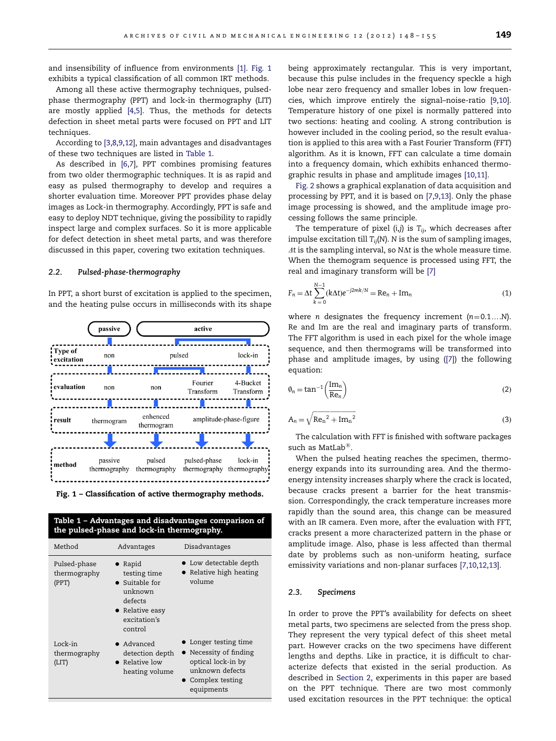and insensibility of influence from environments [1]. Fig. 1 exhibits a typical classification of all common IRT methods.

Among all these active thermography techniques, pulsed-phase thermography (PPT) and lock-in thermography (LIT) are mostly applied [4,5]. Thus, the methods for detects defection in sheet metal parts were focused on PPT and LIT techniques.

According to [3,8,9,12], main advantages and disadvantages of these two techniques are listed in Table 1.

As described in [6,7], PPT combines promising features from two older thermographic techniques. It is as rapid and easy as pulsed thermography to develop and requires a shorter evaluation time. Moreover PPT provides phase delay images as Lock-in thermography. Accordingly, PPT is safe and easy to deploy NDT technique, giving the possibility to rapidly inspect large and complex surfaces. So it is more applicable for defect detection in sheet metal parts, and was therefore discussed in this paper, covering two exitation techniques.

### 2.2. *Pulsed-phase-thermography*

In PPT, a short burst of excitation is applied to the specimen, and the heating pulse occurs in milliseconds with its shape

| | passive | active | | |
|---|---|---|---|---|
| **Type of excitation** | non | pulsed | | lock-in |
| **evaluation** | non | non | Fourier Transform | 4-Bucket Transform |
| **result** | thermogram | enhenced thermogram | amplitude-phase-figure | |
| **method** | passive thermography | pulsed thermography | pulsed-phase thermography | lock-in thermography |

**Fig. 1 – Classification of active thermography methods.**

**Table 1 – Advantages and disadvantages comparison of the pulsed-phase and lock-in thermography.**

| Method | Advantages | Disadvantages |
|---|---|---|
| Pulsed-phase thermography (PPT) | • Rapid testing time<br>• Suitable for unknown defects<br>• Relative easy excitation's control | • Low detectable depth<br>• Relative high heating volume |
| Lock-in thermography (LIT) | • Advanced detection depth<br>• Relative low heating volume | • Longer testing time<br>• Necessity of finding optical lock-in by unknown defects<br>• Complex testing equipments |

being approximately rectangular. This is very important, because this pulse includes in the frequency speckle a high lobe near zero frequency and smaller lobes in low frequencies, which improve entirely the signal–noise-ratio [9,10]. Temperature history of one pixel is normally pattered into two sections: heating and cooling. A strong contribution is however included in the cooling period, so the result evaluation is applied to this area with a Fast Fourier Transform (FFT) algorithm. As it is known, FFT can calculate a time domain into a frequency domain, which exhibits enhanced thermographic results in phase and amplitude images [10,11].

Fig. 2 shows a graphical explanation of data acquisition and processing by PPT, and it is based on [7,9,13]. Only the phase image processing is showed, and the amplitude image processing follows the same principle.

The temperature of pixel (i,j) is $T_{ij}$, which decreases after impulse excitation till $T_{ij}(N)$. $N$ is the sum of sampling images, $\Delta t$ is the sampling interval, so $N\Delta t$ is the whole measure time. When the themogram sequence is processed using FFT, the real and imaginary transform will be [7]

$$F_n = \Delta t \sum_{k=0}^{N-1} (k\Delta t) e^{-j2\pi k/N} = \mathrm{Re}_n + \mathrm{Im}_n \tag{1}$$

where $n$ designates the frequency increment ($n$=0.1….N). Re and Im are the real and imaginary parts of transform. The FFT algorithm is used in each pixel for the whole image sequence, and then thermograms will be transformed into phase and amplitude images, by using ([7]) the following equation:

$$\emptyset_n = \tan^{-1}\left(\frac{\mathrm{Im}_n}{\mathrm{Re}_n}\right) \tag{2}$$

$$A_n = \sqrt{\mathrm{Re}_n{}^2 + \mathrm{Im}_n{}^2} \tag{3}$$

The calculation with FFT is finished with software packages such as MatLab®.

When the pulsed heating reaches the specimen, thermo-energy expands into its surrounding area. And the thermo-energy intensity increases sharply where the crack is located, because cracks present a barrier for the heat transmission. Correspondingly, the crack temperature increases more rapidly than the sound area, this change can be measured with an IR camera. Even more, after the evaluation with FFT, cracks present a more characterized pattern in the phase or amplitude image. Also, phase is less affected than thermal date by problems such as non-uniform heating, surface emissivity variations and non-planar surfaces [7,10,12,13].

### 2.3. *Specimens*

In order to prove the PPT's availability for defects on sheet metal parts, two specimens are selected from the press shop. They represent the very typical defect of this sheet metal part. However cracks on the two specimens have different lengths and depths. Like in practice, it is difficult to characterize defects that existed in the serial production. As described in Section 2, experiments in this paper are based on the PPT technique. There are two most commonly used excitation resources in the PPT technique: the optical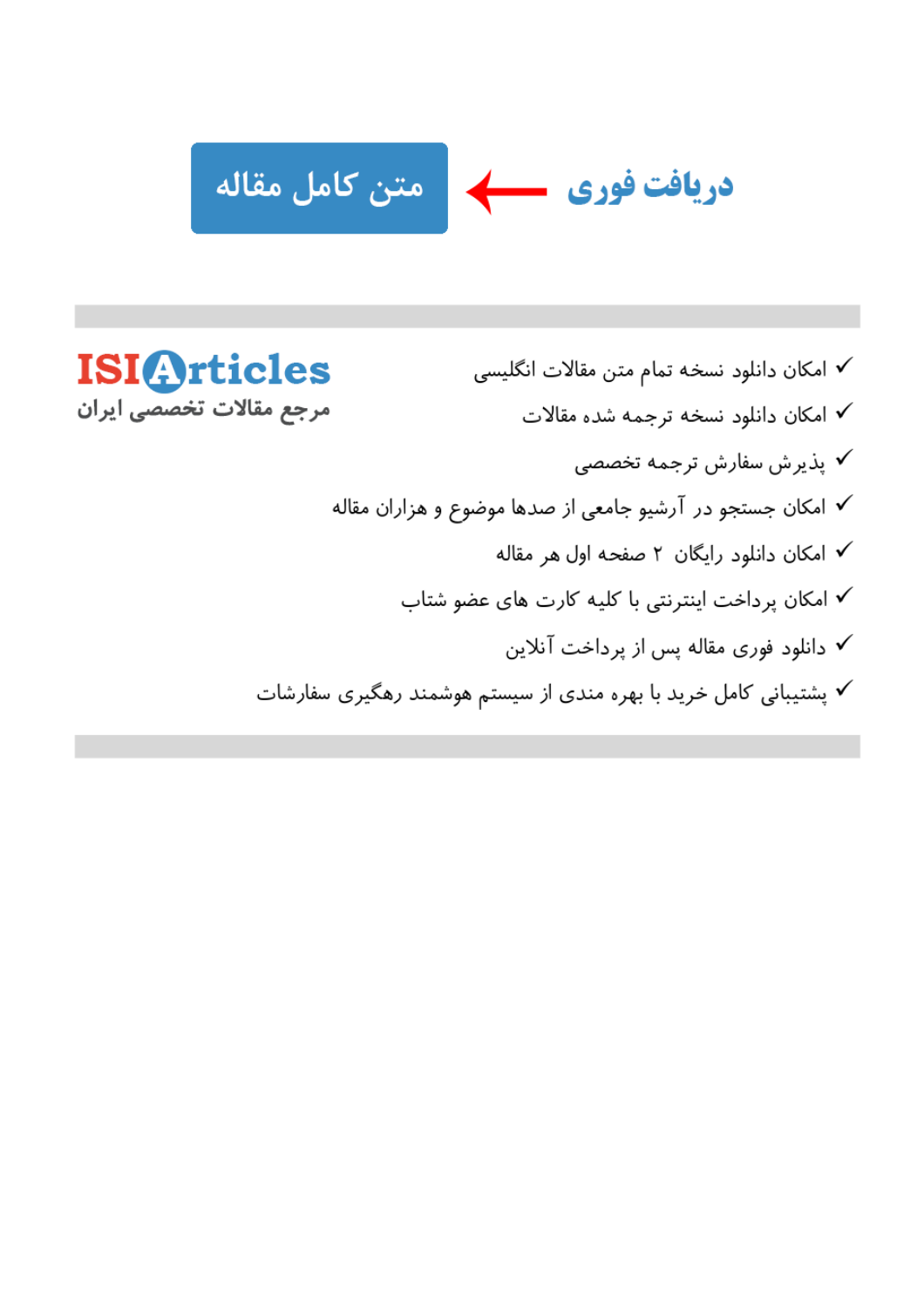دریافت فوری ← متن کامل مقاله

ISIArticles
مرجع مقالات تخصصی ایران

- ✓ امکان دانلود نسخه تمام متن مقالات انگلیسی
- ✓ امکان دانلود نسخه ترجمه شده مقالات
- ✓ پذیرش سفارش ترجمه تخصصی
- ✓ امکان جستجو در آرشیو جامعی از صدها موضوع و هزاران مقاله
- ✓ امکان دانلود رایگان ۲ صفحه اول هر مقاله
- ✓ امکان پرداخت اینترنتی با کلیه کارت های عضو شتاب
- ✓ دانلود فوری مقاله پس از پرداخت آنلاین
- ✓ پشتیبانی کامل خرید با بهره مندی از سیستم هوشمند رهگیری سفارشات